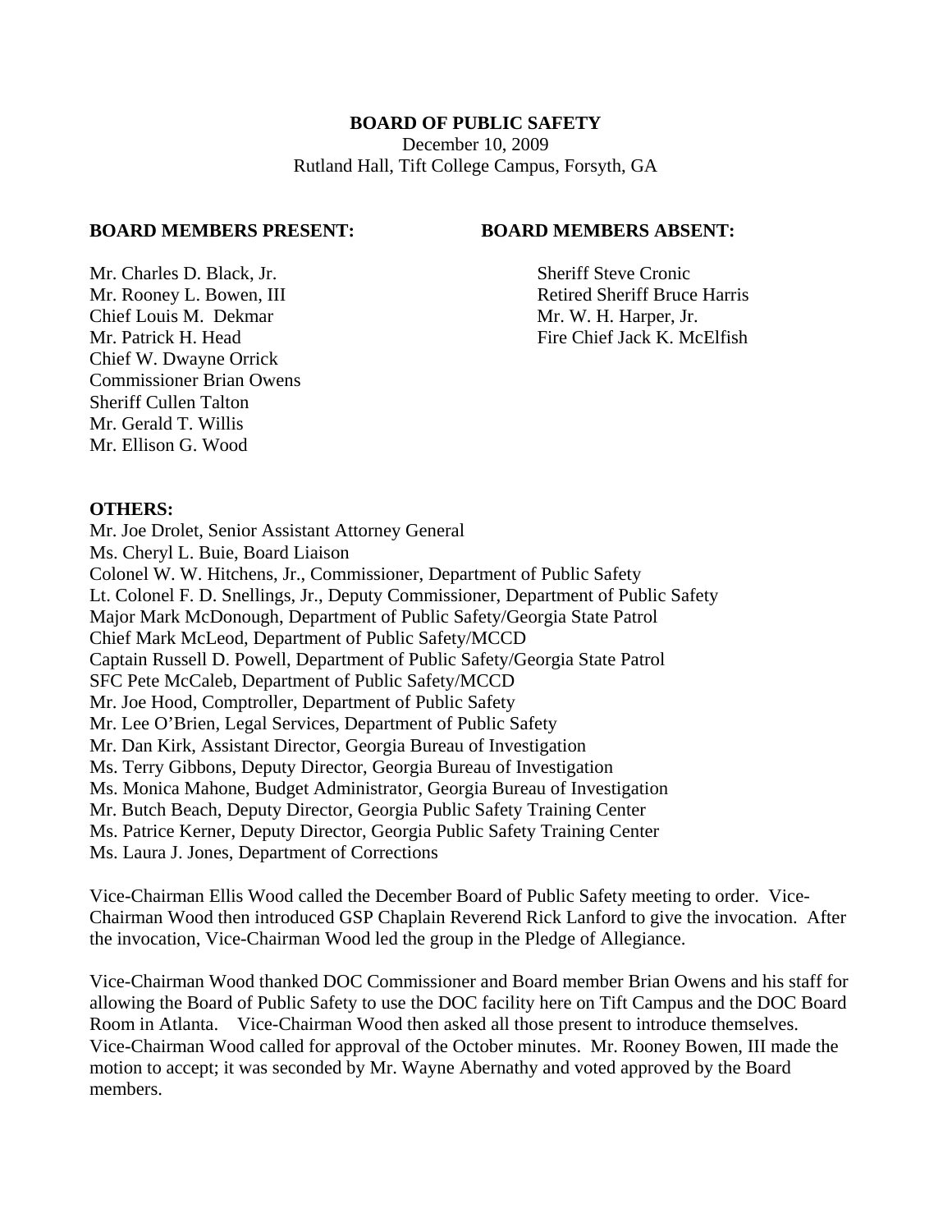**BOARD OF PUBLIC SAFETY**

December 10, 2009

Rutland Hall, Tift College Campus, Forsyth, GA

**BOARD MEMBERS PRESENT:**

Mr. Charles D. Black, Jr.
Mr. Rooney L. Bowen, III
Chief Louis M. Dekmar
Mr. Patrick H. Head
Chief W. Dwayne Orrick
Commissioner Brian Owens
Sheriff Cullen Talton
Mr. Gerald T. Willis
Mr. Ellison G. Wood

**BOARD MEMBERS ABSENT:**

Sheriff Steve Cronic
Retired Sheriff Bruce Harris
Mr. W. H. Harper, Jr.
Fire Chief Jack K. McElfish

**OTHERS:**

Mr. Joe Drolet, Senior Assistant Attorney General
Ms. Cheryl L. Buie, Board Liaison
Colonel W. W. Hitchens, Jr., Commissioner, Department of Public Safety
Lt. Colonel F. D. Snellings, Jr., Deputy Commissioner, Department of Public Safety
Major Mark McDonough, Department of Public Safety/Georgia State Patrol
Chief Mark McLeod, Department of Public Safety/MCCD
Captain Russell D. Powell, Department of Public Safety/Georgia State Patrol
SFC Pete McCaleb, Department of Public Safety/MCCD
Mr. Joe Hood, Comptroller, Department of Public Safety
Mr. Lee O'Brien, Legal Services, Department of Public Safety
Mr. Dan Kirk, Assistant Director, Georgia Bureau of Investigation
Ms. Terry Gibbons, Deputy Director, Georgia Bureau of Investigation
Ms. Monica Mahone, Budget Administrator, Georgia Bureau of Investigation
Mr. Butch Beach, Deputy Director, Georgia Public Safety Training Center
Ms. Patrice Kerner, Deputy Director, Georgia Public Safety Training Center
Ms. Laura J. Jones, Department of Corrections

Vice-Chairman Ellis Wood called the December Board of Public Safety meeting to order. Vice-Chairman Wood then introduced GSP Chaplain Reverend Rick Lanford to give the invocation. After the invocation, Vice-Chairman Wood led the group in the Pledge of Allegiance.

Vice-Chairman Wood thanked DOC Commissioner and Board member Brian Owens and his staff for allowing the Board of Public Safety to use the DOC facility here on Tift Campus and the DOC Board Room in Atlanta. Vice-Chairman Wood then asked all those present to introduce themselves. Vice-Chairman Wood called for approval of the October minutes. Mr. Rooney Bowen, III made the motion to accept; it was seconded by Mr. Wayne Abernathy and voted approved by the Board members.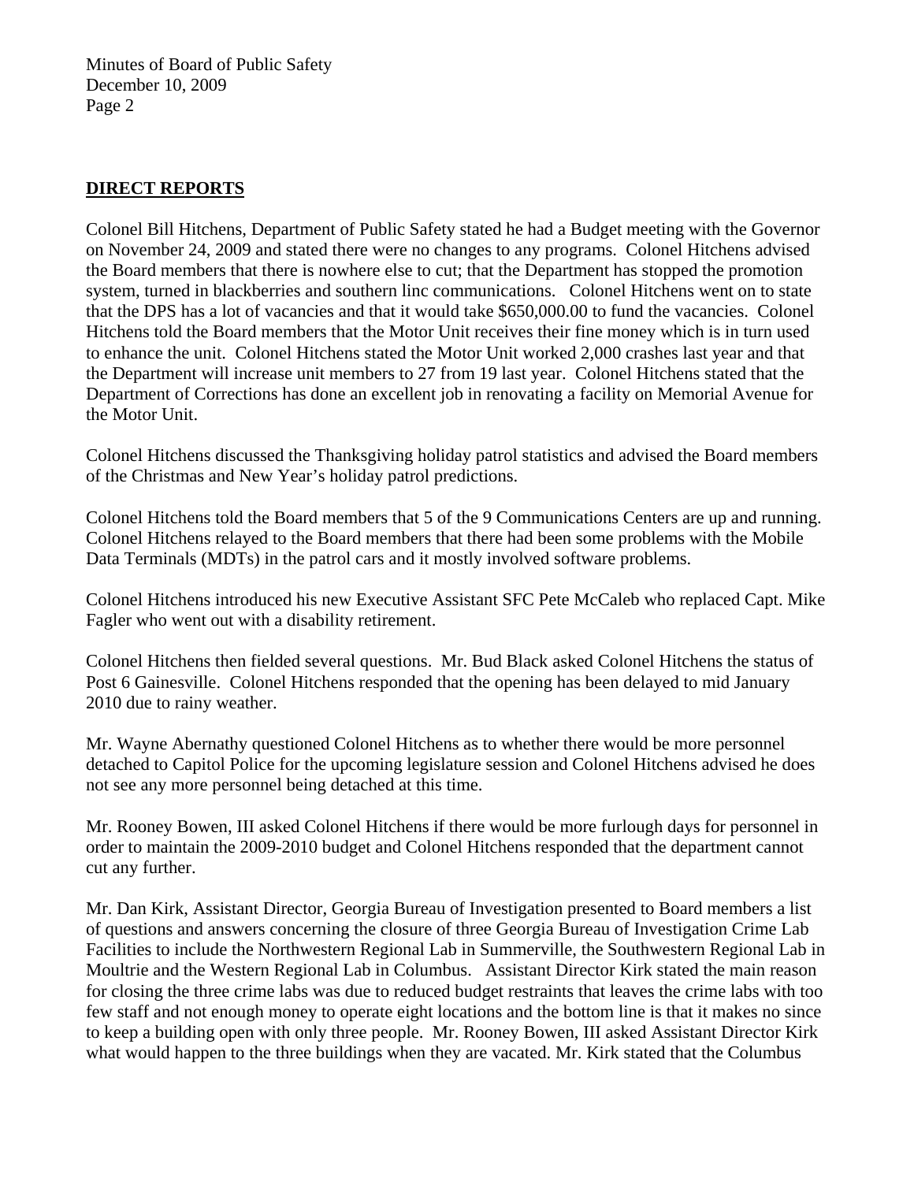## DIRECT REPORTS

Colonel Bill Hitchens, Department of Public Safety stated he had a Budget meeting with the Governor on November 24, 2009 and stated there were no changes to any programs. Colonel Hitchens advised the Board members that there is nowhere else to cut; that the Department has stopped the promotion system, turned in blackberries and southern linc communications. Colonel Hitchens went on to state that the DPS has a lot of vacancies and that it would take $650,000.00 to fund the vacancies. Colonel Hitchens told the Board members that the Motor Unit receives their fine money which is in turn used to enhance the unit. Colonel Hitchens stated the Motor Unit worked 2,000 crashes last year and that the Department will increase unit members to 27 from 19 last year. Colonel Hitchens stated that the Department of Corrections has done an excellent job in renovating a facility on Memorial Avenue for the Motor Unit.

Colonel Hitchens discussed the Thanksgiving holiday patrol statistics and advised the Board members of the Christmas and New Year's holiday patrol predictions.

Colonel Hitchens told the Board members that 5 of the 9 Communications Centers are up and running. Colonel Hitchens relayed to the Board members that there had been some problems with the Mobile Data Terminals (MDTs) in the patrol cars and it mostly involved software problems.

Colonel Hitchens introduced his new Executive Assistant SFC Pete McCaleb who replaced Capt. Mike Fagler who went out with a disability retirement.

Colonel Hitchens then fielded several questions. Mr. Bud Black asked Colonel Hitchens the status of Post 6 Gainesville. Colonel Hitchens responded that the opening has been delayed to mid January 2010 due to rainy weather.

Mr. Wayne Abernathy questioned Colonel Hitchens as to whether there would be more personnel detached to Capitol Police for the upcoming legislature session and Colonel Hitchens advised he does not see any more personnel being detached at this time.

Mr. Rooney Bowen, III asked Colonel Hitchens if there would be more furlough days for personnel in order to maintain the 2009-2010 budget and Colonel Hitchens responded that the department cannot cut any further.

Mr. Dan Kirk, Assistant Director, Georgia Bureau of Investigation presented to Board members a list of questions and answers concerning the closure of three Georgia Bureau of Investigation Crime Lab Facilities to include the Northwestern Regional Lab in Summerville, the Southwestern Regional Lab in Moultrie and the Western Regional Lab in Columbus. Assistant Director Kirk stated the main reason for closing the three crime labs was due to reduced budget restraints that leaves the crime labs with too few staff and not enough money to operate eight locations and the bottom line is that it makes no since to keep a building open with only three people. Mr. Rooney Bowen, III asked Assistant Director Kirk what would happen to the three buildings when they are vacated. Mr. Kirk stated that the Columbus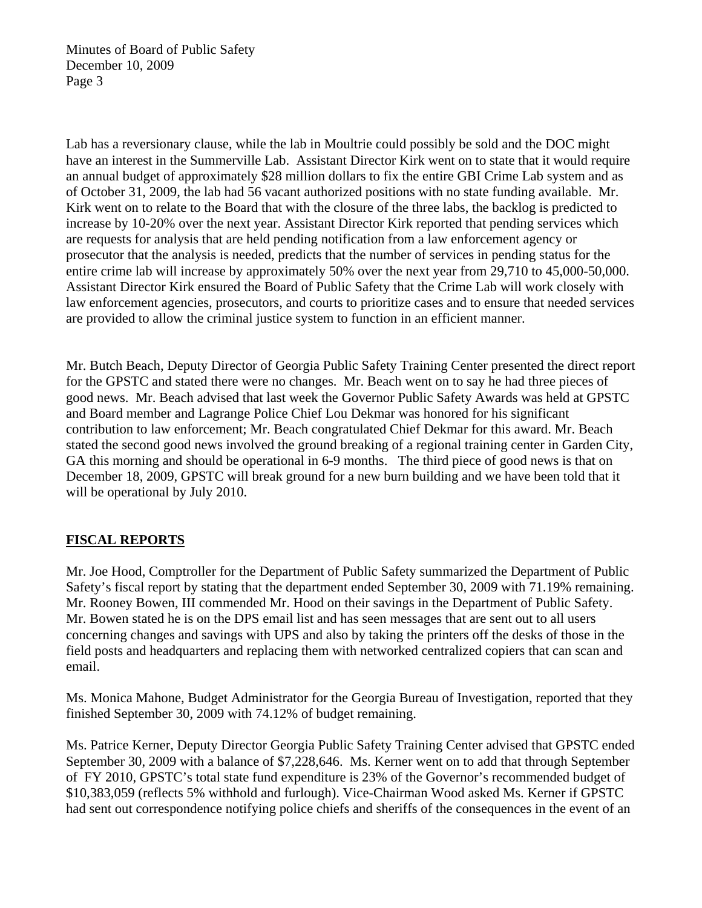Lab has a reversionary clause, while the lab in Moultrie could possibly be sold and the DOC might have an interest in the Summerville Lab. Assistant Director Kirk went on to state that it would require an annual budget of approximately $28 million dollars to fix the entire GBI Crime Lab system and as of October 31, 2009, the lab had 56 vacant authorized positions with no state funding available. Mr. Kirk went on to relate to the Board that with the closure of the three labs, the backlog is predicted to increase by 10-20% over the next year. Assistant Director Kirk reported that pending services which are requests for analysis that are held pending notification from a law enforcement agency or prosecutor that the analysis is needed, predicts that the number of services in pending status for the entire crime lab will increase by approximately 50% over the next year from 29,710 to 45,000-50,000. Assistant Director Kirk ensured the Board of Public Safety that the Crime Lab will work closely with law enforcement agencies, prosecutors, and courts to prioritize cases and to ensure that needed services are provided to allow the criminal justice system to function in an efficient manner.

Mr. Butch Beach, Deputy Director of Georgia Public Safety Training Center presented the direct report for the GPSTC and stated there were no changes. Mr. Beach went on to say he had three pieces of good news. Mr. Beach advised that last week the Governor Public Safety Awards was held at GPSTC and Board member and Lagrange Police Chief Lou Dekmar was honored for his significant contribution to law enforcement; Mr. Beach congratulated Chief Dekmar for this award. Mr. Beach stated the second good news involved the ground breaking of a regional training center in Garden City, GA this morning and should be operational in 6-9 months. The third piece of good news is that on December 18, 2009, GPSTC will break ground for a new burn building and we have been told that it will be operational by July 2010.

## FISCAL REPORTS

Mr. Joe Hood, Comptroller for the Department of Public Safety summarized the Department of Public Safety's fiscal report by stating that the department ended September 30, 2009 with 71.19% remaining. Mr. Rooney Bowen, III commended Mr. Hood on their savings in the Department of Public Safety. Mr. Bowen stated he is on the DPS email list and has seen messages that are sent out to all users concerning changes and savings with UPS and also by taking the printers off the desks of those in the field posts and headquarters and replacing them with networked centralized copiers that can scan and email.

Ms. Monica Mahone, Budget Administrator for the Georgia Bureau of Investigation, reported that they finished September 30, 2009 with 74.12% of budget remaining.

Ms. Patrice Kerner, Deputy Director Georgia Public Safety Training Center advised that GPSTC ended September 30, 2009 with a balance of $7,228,646. Ms. Kerner went on to add that through September of FY 2010, GPSTC's total state fund expenditure is 23% of the Governor's recommended budget of $10,383,059 (reflects 5% withhold and furlough). Vice-Chairman Wood asked Ms. Kerner if GPSTC had sent out correspondence notifying police chiefs and sheriffs of the consequences in the event of an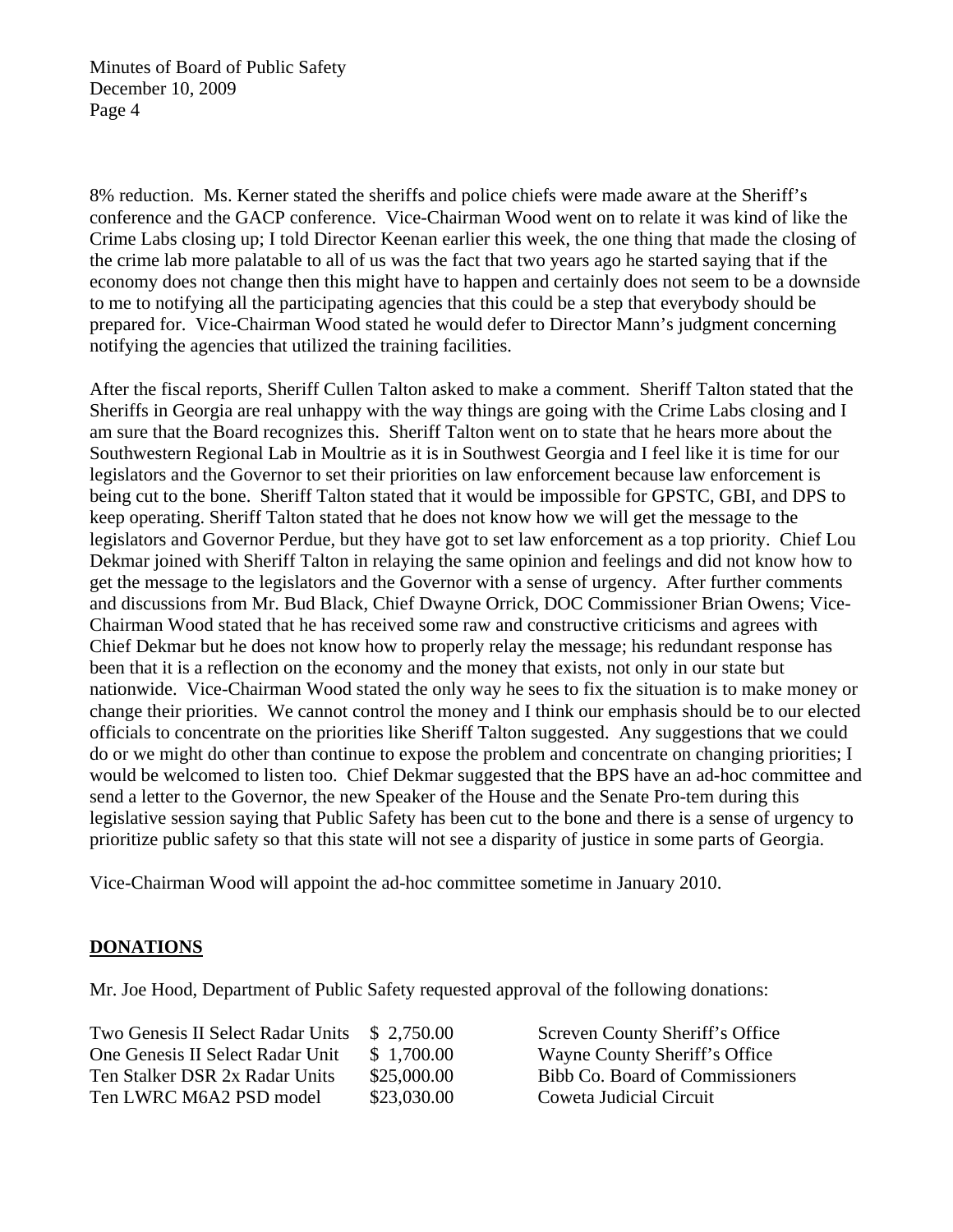8% reduction. Ms. Kerner stated the sheriffs and police chiefs were made aware at the Sheriff's conference and the GACP conference. Vice-Chairman Wood went on to relate it was kind of like the Crime Labs closing up; I told Director Keenan earlier this week, the one thing that made the closing of the crime lab more palatable to all of us was the fact that two years ago he started saying that if the economy does not change then this might have to happen and certainly does not seem to be a downside to me to notifying all the participating agencies that this could be a step that everybody should be prepared for. Vice-Chairman Wood stated he would defer to Director Mann's judgment concerning notifying the agencies that utilized the training facilities.

After the fiscal reports, Sheriff Cullen Talton asked to make a comment. Sheriff Talton stated that the Sheriffs in Georgia are real unhappy with the way things are going with the Crime Labs closing and I am sure that the Board recognizes this. Sheriff Talton went on to state that he hears more about the Southwestern Regional Lab in Moultrie as it is in Southwest Georgia and I feel like it is time for our legislators and the Governor to set their priorities on law enforcement because law enforcement is being cut to the bone. Sheriff Talton stated that it would be impossible for GPSTC, GBI, and DPS to keep operating. Sheriff Talton stated that he does not know how we will get the message to the legislators and Governor Perdue, but they have got to set law enforcement as a top priority. Chief Lou Dekmar joined with Sheriff Talton in relaying the same opinion and feelings and did not know how to get the message to the legislators and the Governor with a sense of urgency. After further comments and discussions from Mr. Bud Black, Chief Dwayne Orrick, DOC Commissioner Brian Owens; Vice-Chairman Wood stated that he has received some raw and constructive criticisms and agrees with Chief Dekmar but he does not know how to properly relay the message; his redundant response has been that it is a reflection on the economy and the money that exists, not only in our state but nationwide. Vice-Chairman Wood stated the only way he sees to fix the situation is to make money or change their priorities. We cannot control the money and I think our emphasis should be to our elected officials to concentrate on the priorities like Sheriff Talton suggested. Any suggestions that we could do or we might do other than continue to expose the problem and concentrate on changing priorities; I would be welcomed to listen too. Chief Dekmar suggested that the BPS have an ad-hoc committee and send a letter to the Governor, the new Speaker of the House and the Senate Pro-tem during this legislative session saying that Public Safety has been cut to the bone and there is a sense of urgency to prioritize public safety so that this state will not see a disparity of justice in some parts of Georgia.

Vice-Chairman Wood will appoint the ad-hoc committee sometime in January 2010.

## DONATIONS

Mr. Joe Hood, Department of Public Safety requested approval of the following donations:

| | | |
|---|---|---|
| Two Genesis II Select Radar Units | \$ 2,750.00 | Screven County Sheriff's Office |
| One Genesis II Select Radar Unit | \$ 1,700.00 | Wayne County Sheriff's Office |
| Ten Stalker DSR 2x Radar Units | \$25,000.00 | Bibb Co. Board of Commissioners |
| Ten LWRC M6A2 PSD model | \$23,030.00 | Coweta Judicial Circuit |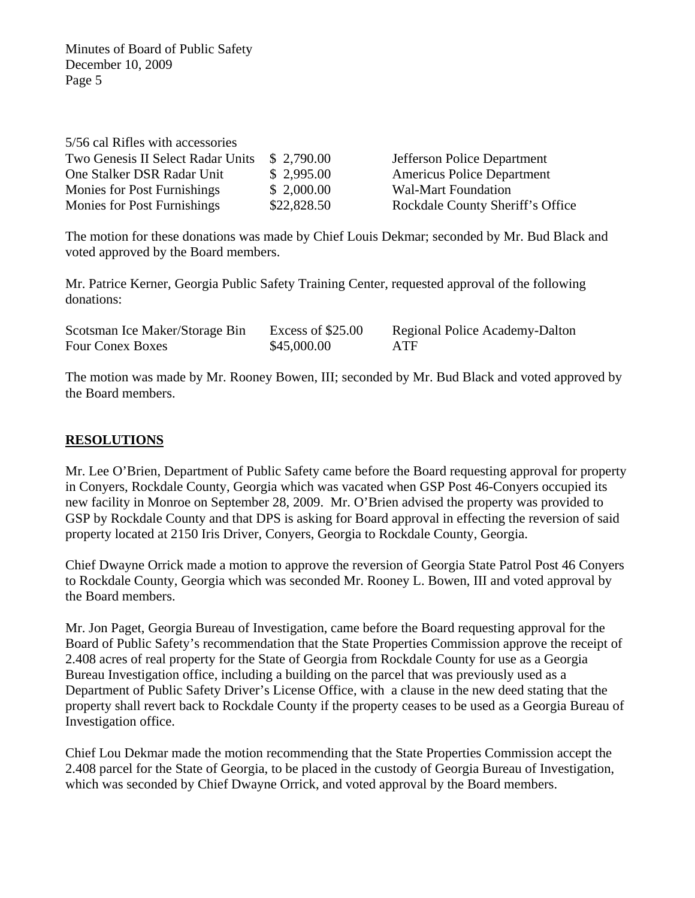| | | |
|---|---|---|
| 5/56 cal Rifles with accessories | | |
| Two Genesis II Select Radar Units | $ 2,790.00 | Jefferson Police Department |
| One Stalker DSR Radar Unit | $ 2,995.00 | Americus Police Department |
| Monies for Post Furnishings | $ 2,000.00 | Wal-Mart Foundation |
| Monies for Post Furnishings | $22,828.50 | Rockdale County Sheriff's Office |

The motion for these donations was made by Chief Louis Dekmar; seconded by Mr. Bud Black and voted approved by the Board members.

Mr. Patrice Kerner, Georgia Public Safety Training Center, requested approval of the following donations:

| | | |
|---|---|---|
| Scotsman Ice Maker/Storage Bin | Excess of $25.00 | Regional Police Academy-Dalton |
| Four Conex Boxes | $45,000.00 | ATF |

The motion was made by Mr. Rooney Bowen, III; seconded by Mr. Bud Black and voted approved by the Board members.

## RESOLUTIONS

Mr. Lee O'Brien, Department of Public Safety came before the Board requesting approval for property in Conyers, Rockdale County, Georgia which was vacated when GSP Post 46-Conyers occupied its new facility in Monroe on September 28, 2009. Mr. O'Brien advised the property was provided to GSP by Rockdale County and that DPS is asking for Board approval in effecting the reversion of said property located at 2150 Iris Driver, Conyers, Georgia to Rockdale County, Georgia.

Chief Dwayne Orrick made a motion to approve the reversion of Georgia State Patrol Post 46 Conyers to Rockdale County, Georgia which was seconded Mr. Rooney L. Bowen, III and voted approval by the Board members.

Mr. Jon Paget, Georgia Bureau of Investigation, came before the Board requesting approval for the Board of Public Safety's recommendation that the State Properties Commission approve the receipt of 2.408 acres of real property for the State of Georgia from Rockdale County for use as a Georgia Bureau Investigation office, including a building on the parcel that was previously used as a Department of Public Safety Driver's License Office, with a clause in the new deed stating that the property shall revert back to Rockdale County if the property ceases to be used as a Georgia Bureau of Investigation office.

Chief Lou Dekmar made the motion recommending that the State Properties Commission accept the 2.408 parcel for the State of Georgia, to be placed in the custody of Georgia Bureau of Investigation, which was seconded by Chief Dwayne Orrick, and voted approval by the Board members.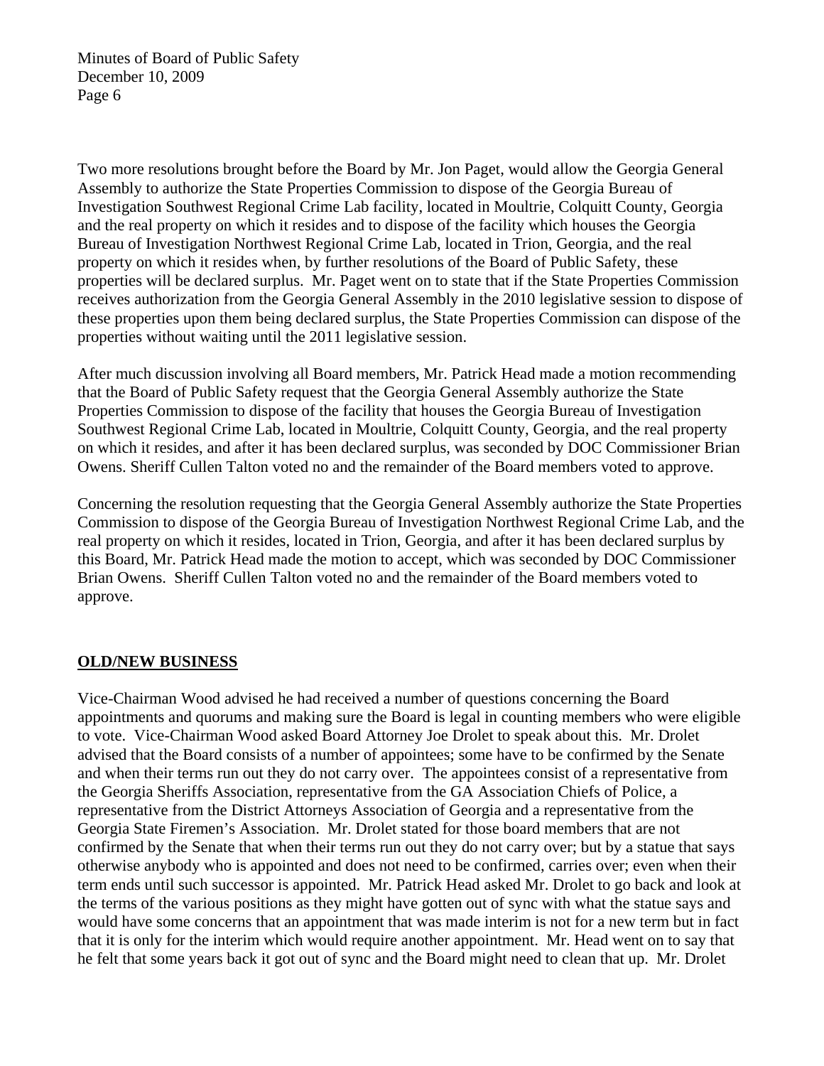Two more resolutions brought before the Board by Mr. Jon Paget, would allow the Georgia General Assembly to authorize the State Properties Commission to dispose of the Georgia Bureau of Investigation Southwest Regional Crime Lab facility, located in Moultrie, Colquitt County, Georgia and the real property on which it resides and to dispose of the facility which houses the Georgia Bureau of Investigation Northwest Regional Crime Lab, located in Trion, Georgia, and the real property on which it resides when, by further resolutions of the Board of Public Safety, these properties will be declared surplus. Mr. Paget went on to state that if the State Properties Commission receives authorization from the Georgia General Assembly in the 2010 legislative session to dispose of these properties upon them being declared surplus, the State Properties Commission can dispose of the properties without waiting until the 2011 legislative session.

After much discussion involving all Board members, Mr. Patrick Head made a motion recommending that the Board of Public Safety request that the Georgia General Assembly authorize the State Properties Commission to dispose of the facility that houses the Georgia Bureau of Investigation Southwest Regional Crime Lab, located in Moultrie, Colquitt County, Georgia, and the real property on which it resides, and after it has been declared surplus, was seconded by DOC Commissioner Brian Owens. Sheriff Cullen Talton voted no and the remainder of the Board members voted to approve.

Concerning the resolution requesting that the Georgia General Assembly authorize the State Properties Commission to dispose of the Georgia Bureau of Investigation Northwest Regional Crime Lab, and the real property on which it resides, located in Trion, Georgia, and after it has been declared surplus by this Board, Mr. Patrick Head made the motion to accept, which was seconded by DOC Commissioner Brian Owens. Sheriff Cullen Talton voted no and the remainder of the Board members voted to approve.

## OLD/NEW BUSINESS

Vice-Chairman Wood advised he had received a number of questions concerning the Board appointments and quorums and making sure the Board is legal in counting members who were eligible to vote. Vice-Chairman Wood asked Board Attorney Joe Drolet to speak about this. Mr. Drolet advised that the Board consists of a number of appointees; some have to be confirmed by the Senate and when their terms run out they do not carry over. The appointees consist of a representative from the Georgia Sheriffs Association, representative from the GA Association Chiefs of Police, a representative from the District Attorneys Association of Georgia and a representative from the Georgia State Firemen's Association. Mr. Drolet stated for those board members that are not confirmed by the Senate that when their terms run out they do not carry over; but by a statue that says otherwise anybody who is appointed and does not need to be confirmed, carries over; even when their term ends until such successor is appointed. Mr. Patrick Head asked Mr. Drolet to go back and look at the terms of the various positions as they might have gotten out of sync with what the statue says and would have some concerns that an appointment that was made interim is not for a new term but in fact that it is only for the interim which would require another appointment. Mr. Head went on to say that he felt that some years back it got out of sync and the Board might need to clean that up. Mr. Drolet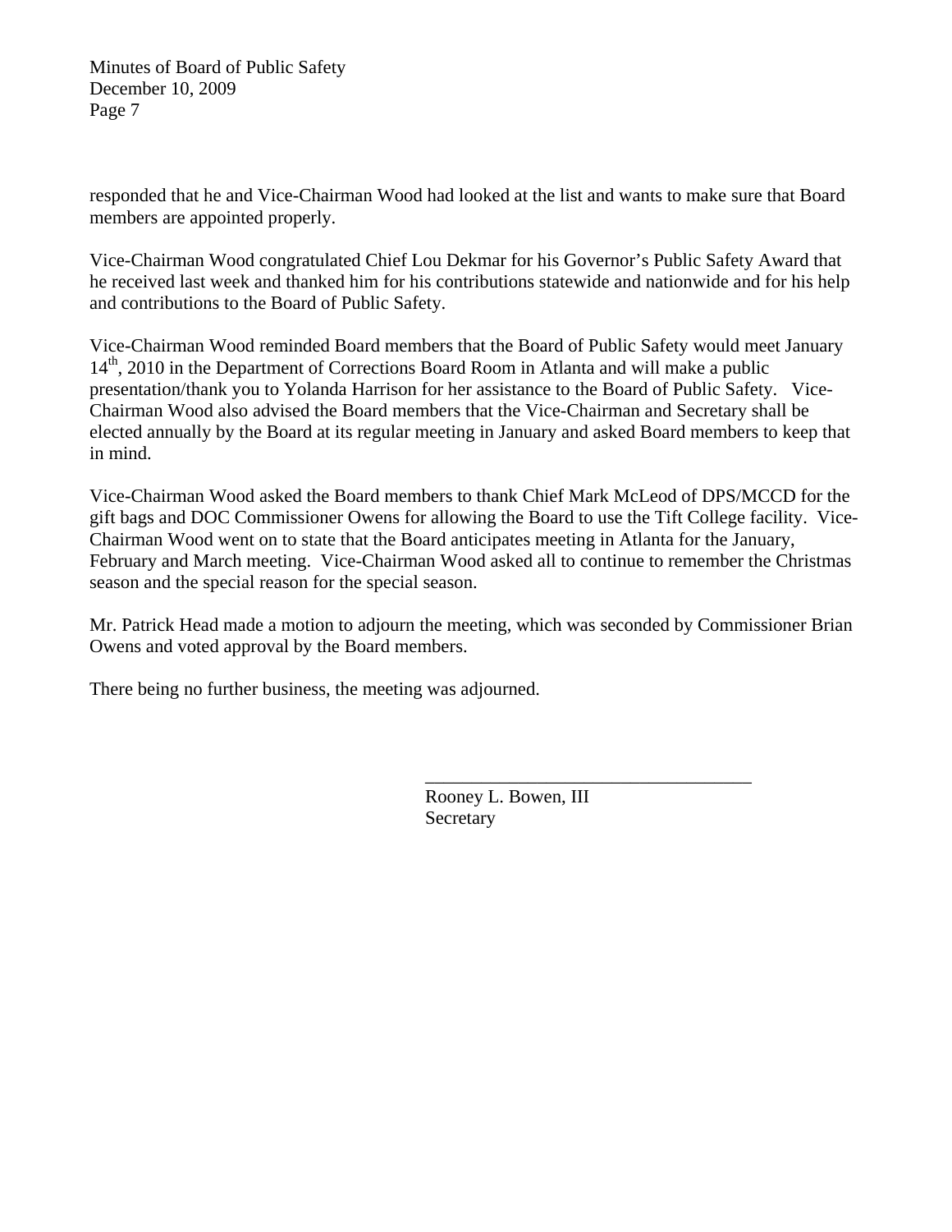responded that he and Vice-Chairman Wood had looked at the list and wants to make sure that Board members are appointed properly.

Vice-Chairman Wood congratulated Chief Lou Dekmar for his Governor's Public Safety Award that he received last week and thanked him for his contributions statewide and nationwide and for his help and contributions to the Board of Public Safety.

Vice-Chairman Wood reminded Board members that the Board of Public Safety would meet January 14th, 2010 in the Department of Corrections Board Room in Atlanta and will make a public presentation/thank you to Yolanda Harrison for her assistance to the Board of Public Safety. Vice-Chairman Wood also advised the Board members that the Vice-Chairman and Secretary shall be elected annually by the Board at its regular meeting in January and asked Board members to keep that in mind.

Vice-Chairman Wood asked the Board members to thank Chief Mark McLeod of DPS/MCCD for the gift bags and DOC Commissioner Owens for allowing the Board to use the Tift College facility. Vice-Chairman Wood went on to state that the Board anticipates meeting in Atlanta for the January, February and March meeting. Vice-Chairman Wood asked all to continue to remember the Christmas season and the special reason for the special season.

Mr. Patrick Head made a motion to adjourn the meeting, which was seconded by Commissioner Brian Owens and voted approval by the Board members.

There being no further business, the meeting was adjourned.

___________________________________

Rooney L. Bowen, III
Secretary